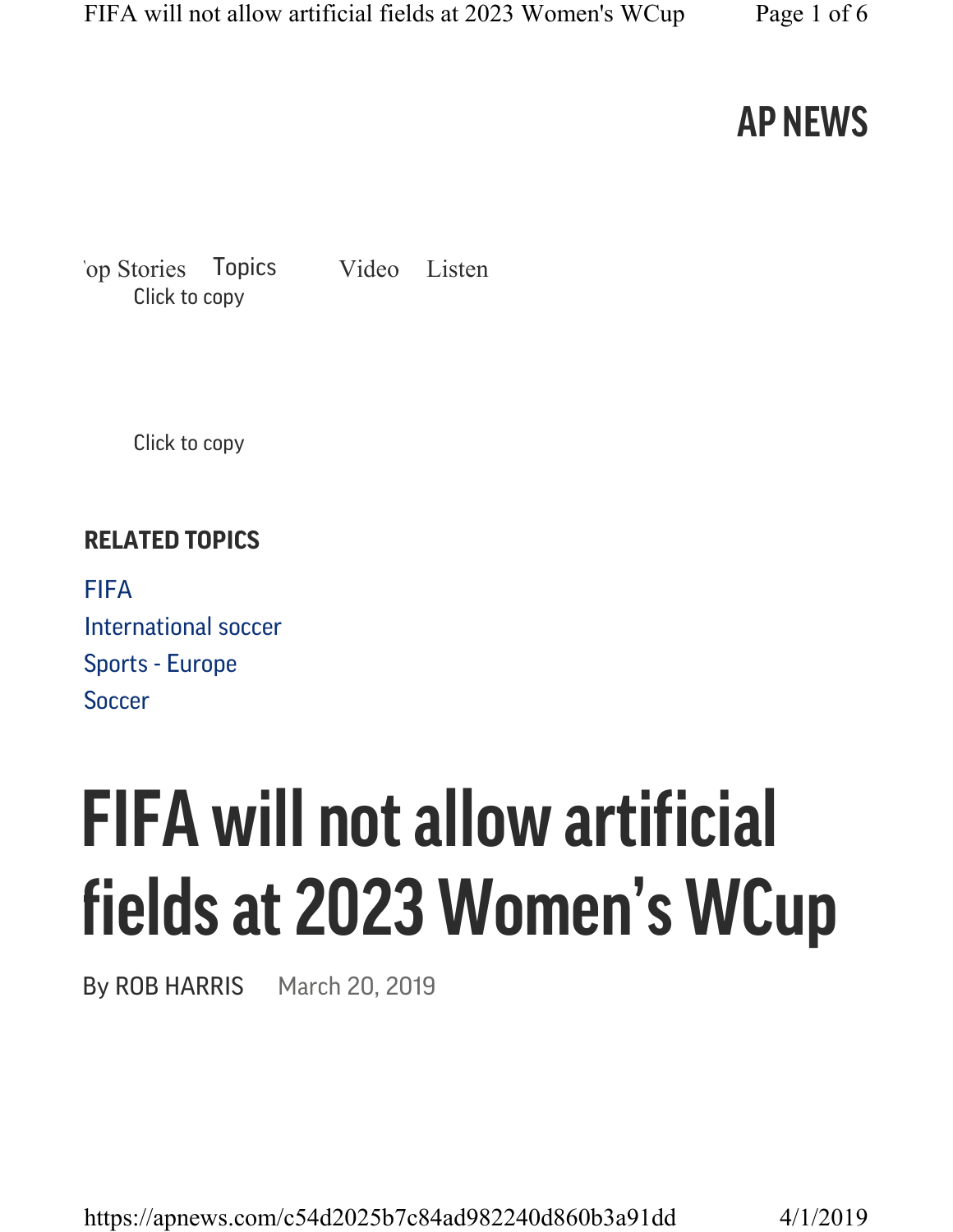AP NEWS

'op Stories Topics Video Listen

Click to copy

Click to copy

**RELATED TOPICS**

FIFA
International soccer
Sports - Europe
Soccer

# FIFA will not allow artificial fields at 2023 Women's WCup

By ROB HARRIS March 20, 2019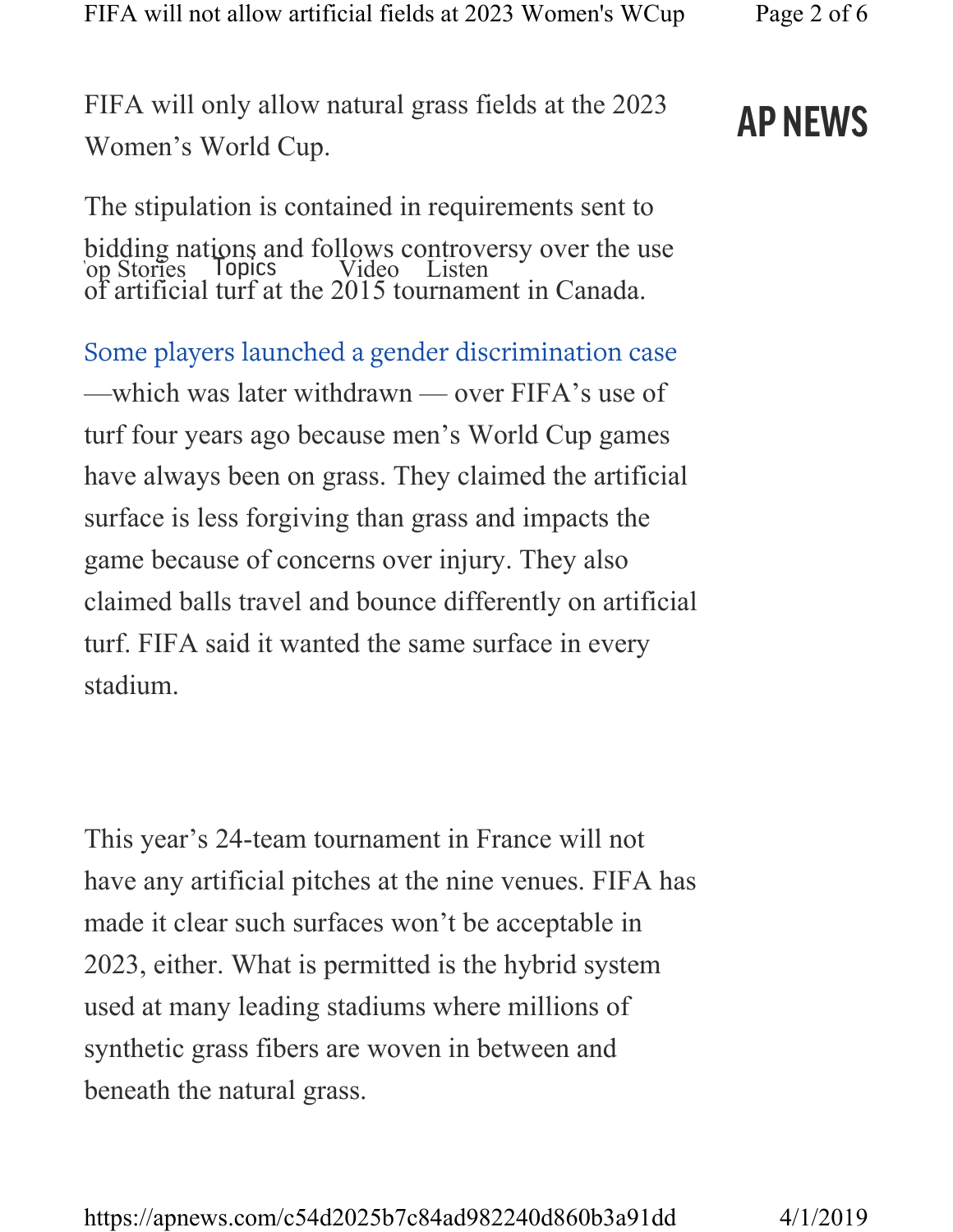FIFA will only allow natural grass fields at the 2023 Women's World Cup.

The stipulation is contained in requirements sent to bidding nations and follows controversy over the use of artificial turf at the 2015 tournament in Canada.

Some players launched a gender discrimination case —which was later withdrawn — over FIFA's use of turf four years ago because men's World Cup games have always been on grass. They claimed the artificial surface is less forgiving than grass and impacts the game because of concerns over injury. They also claimed balls travel and bounce differently on artificial turf. FIFA said it wanted the same surface in every stadium.

This year's 24-team tournament in France will not have any artificial pitches at the nine venues. FIFA has made it clear such surfaces won't be acceptable in 2023, either. What is permitted is the hybrid system used at many leading stadiums where millions of synthetic grass fibers are woven in between and beneath the natural grass.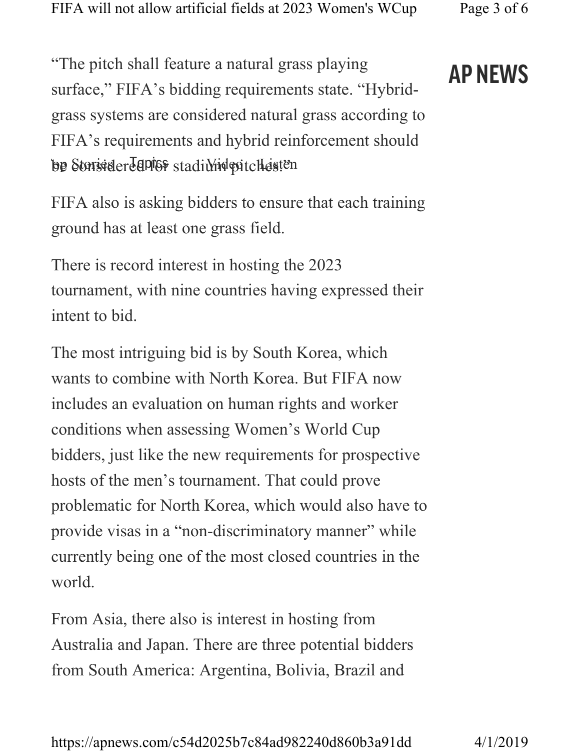"The pitch shall feature a natural grass playing surface," FIFA's bidding requirements state. "Hybrid-grass systems are considered natural grass according to FIFA's requirements and hybrid reinforcement should be considered for stadium pitches."

FIFA also is asking bidders to ensure that each training ground has at least one grass field.

There is record interest in hosting the 2023 tournament, with nine countries having expressed their intent to bid.

The most intriguing bid is by South Korea, which wants to combine with North Korea. But FIFA now includes an evaluation on human rights and worker conditions when assessing Women's World Cup bidders, just like the new requirements for prospective hosts of the men's tournament. That could prove problematic for North Korea, which would also have to provide visas in a "non-discriminatory manner" while currently being one of the most closed countries in the world.

From Asia, there also is interest in hosting from Australia and Japan. There are three potential bidders from South America: Argentina, Bolivia, Brazil and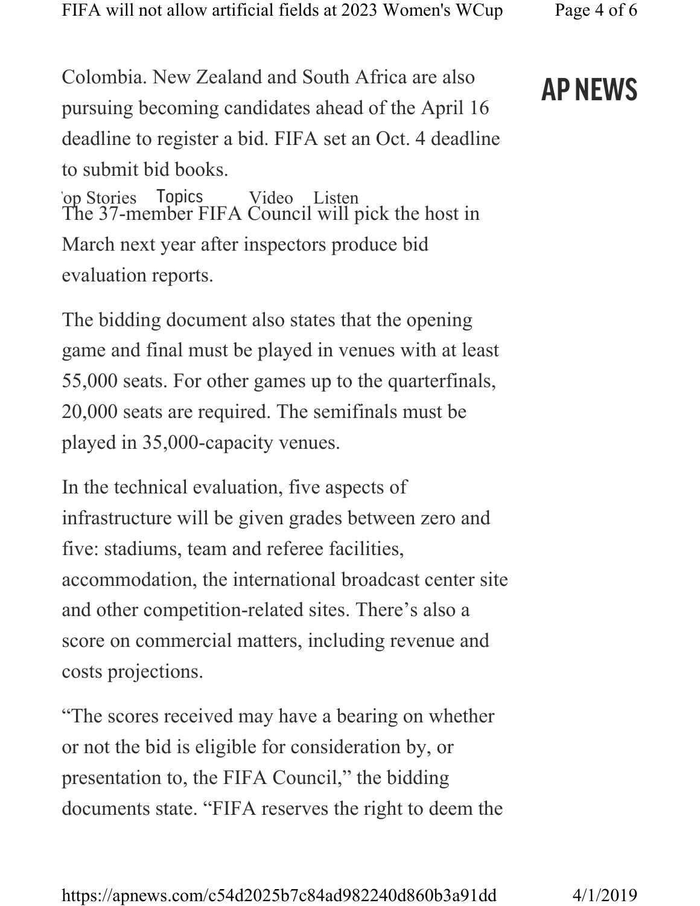Colombia. New Zealand and South Africa are also pursuing becoming candidates ahead of the April 16 deadline to register a bid. FIFA set an Oct. 4 deadline to submit bid books.

The 37-member FIFA Council will pick the host in March next year after inspectors produce bid evaluation reports.

The bidding document also states that the opening game and final must be played in venues with at least 55,000 seats. For other games up to the quarterfinals, 20,000 seats are required. The semifinals must be played in 35,000-capacity venues.

In the technical evaluation, five aspects of infrastructure will be given grades between zero and five: stadiums, team and referee facilities, accommodation, the international broadcast center site and other competition-related sites. There's also a score on commercial matters, including revenue and costs projections.

"The scores received may have a bearing on whether or not the bid is eligible for consideration by, or presentation to, the FIFA Council," the bidding documents state. "FIFA reserves the right to deem the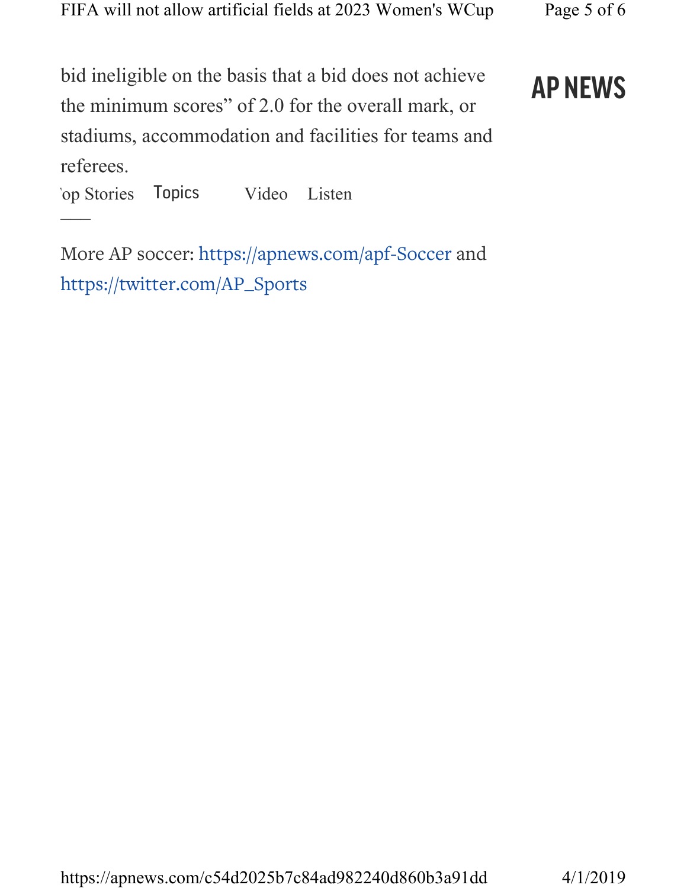bid ineligible on the basis that a bid does not achieve the minimum scores" of 2.0 for the overall mark, or stadiums, accommodation and facilities for teams and referees.

---

More AP soccer: https://apnews.com/apf-Soccer and https://twitter.com/AP_Sports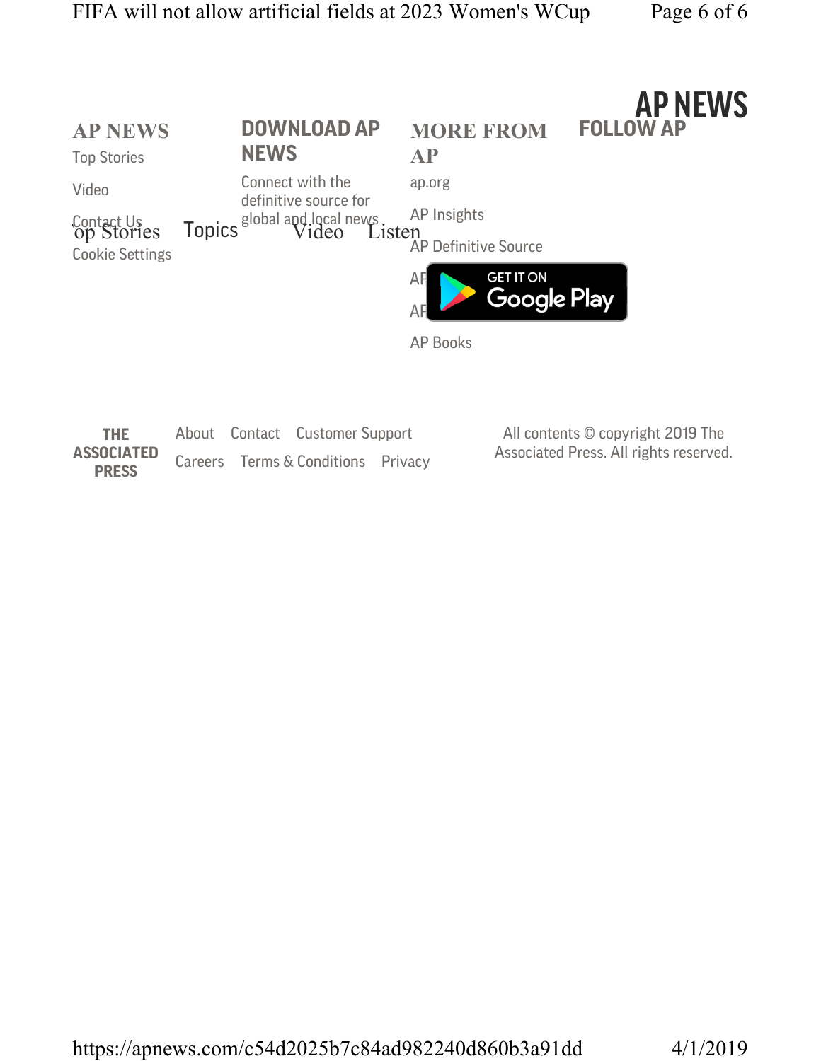AP NEWS

## AP NEWS

Top Stories

Video

Contact Us

Cookie Settings

op Stories Topics Video Listen

## DOWNLOAD AP NEWS

Connect with the definitive source for global and local news

## MORE FROM AP

ap.org

AP Insights

AP Definitive Source

AP

AP

AP Books

GET IT ON Google Play

## FOLLOW AP

THE ASSOCIATED PRESS

About Contact Customer Support

Careers Terms & Conditions Privacy

All contents © copyright 2019 The Associated Press. All rights reserved.